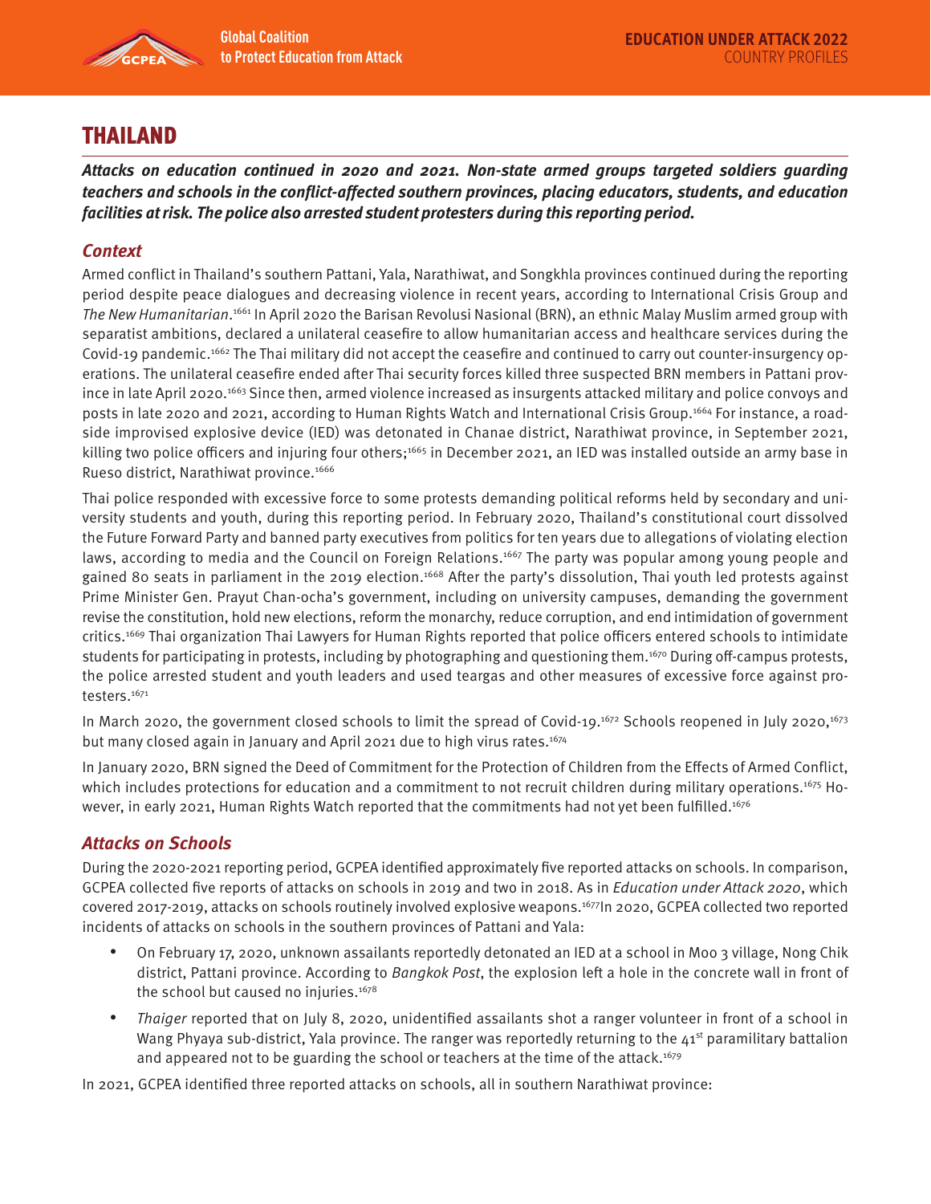# THAILAND

***Attacks on education continued in 2020 and 2021. Non-state armed groups targeted soldiers guarding teachers and schools in the conflict-affected southern provinces, placing educators, students, and education facilities at risk. The police also arrested student protesters during this reporting period.***

## *Context*

Armed conflict in Thailand's southern Pattani, Yala, Narathiwat, and Songkhla provinces continued during the reporting period despite peace dialogues and decreasing violence in recent years, according to International Crisis Group and *The New Humanitarian*.[1661] In April 2020 the Barisan Revolusi Nasional (BRN), an ethnic Malay Muslim armed group with separatist ambitions, declared a unilateral ceasefire to allow humanitarian access and healthcare services during the Covid-19 pandemic.[1662] The Thai military did not accept the ceasefire and continued to carry out counter-insurgency operations. The unilateral ceasefire ended after Thai security forces killed three suspected BRN members in Pattani province in late April 2020.[1663] Since then, armed violence increased as insurgents attacked military and police convoys and posts in late 2020 and 2021, according to Human Rights Watch and International Crisis Group.[1664] For instance, a roadside improvised explosive device (IED) was detonated in Chanae district, Narathiwat province, in September 2021, killing two police officers and injuring four others;[1665] in December 2021, an IED was installed outside an army base in Rueso district, Narathiwat province.[1666]

Thai police responded with excessive force to some protests demanding political reforms held by secondary and university students and youth, during this reporting period. In February 2020, Thailand's constitutional court dissolved the Future Forward Party and banned party executives from politics for ten years due to allegations of violating election laws, according to media and the Council on Foreign Relations.[1667] The party was popular among young people and gained 80 seats in parliament in the 2019 election.[1668] After the party's dissolution, Thai youth led protests against Prime Minister Gen. Prayut Chan-ocha's government, including on university campuses, demanding the government revise the constitution, hold new elections, reform the monarchy, reduce corruption, and end intimidation of government critics.[1669] Thai organization Thai Lawyers for Human Rights reported that police officers entered schools to intimidate students for participating in protests, including by photographing and questioning them.[1670] During off-campus protests, the police arrested student and youth leaders and used teargas and other measures of excessive force against protesters.[1671]

In March 2020, the government closed schools to limit the spread of Covid-19.[1672] Schools reopened in July 2020,[1673] but many closed again in January and April 2021 due to high virus rates.[1674]

In January 2020, BRN signed the Deed of Commitment for the Protection of Children from the Effects of Armed Conflict, which includes protections for education and a commitment to not recruit children during military operations.[1675] However, in early 2021, Human Rights Watch reported that the commitments had not yet been fulfilled.[1676]

## *Attacks on Schools*

During the 2020-2021 reporting period, GCPEA identified approximately five reported attacks on schools. In comparison, GCPEA collected five reports of attacks on schools in 2019 and two in 2018. As in *Education under Attack 2020*, which covered 2017-2019, attacks on schools routinely involved explosive weapons.[1677] In 2020, GCPEA collected two reported incidents of attacks on schools in the southern provinces of Pattani and Yala:

- On February 17, 2020, unknown assailants reportedly detonated an IED at a school in Moo 3 village, Nong Chik district, Pattani province. According to *Bangkok Post*, the explosion left a hole in the concrete wall in front of the school but caused no injuries.[1678]
- *Thaiger* reported that on July 8, 2020, unidentified assailants shot a ranger volunteer in front of a school in Wang Phyaya sub-district, Yala province. The ranger was reportedly returning to the 41st paramilitary battalion and appeared not to be guarding the school or teachers at the time of the attack.[1679]

In 2021, GCPEA identified three reported attacks on schools, all in southern Narathiwat province: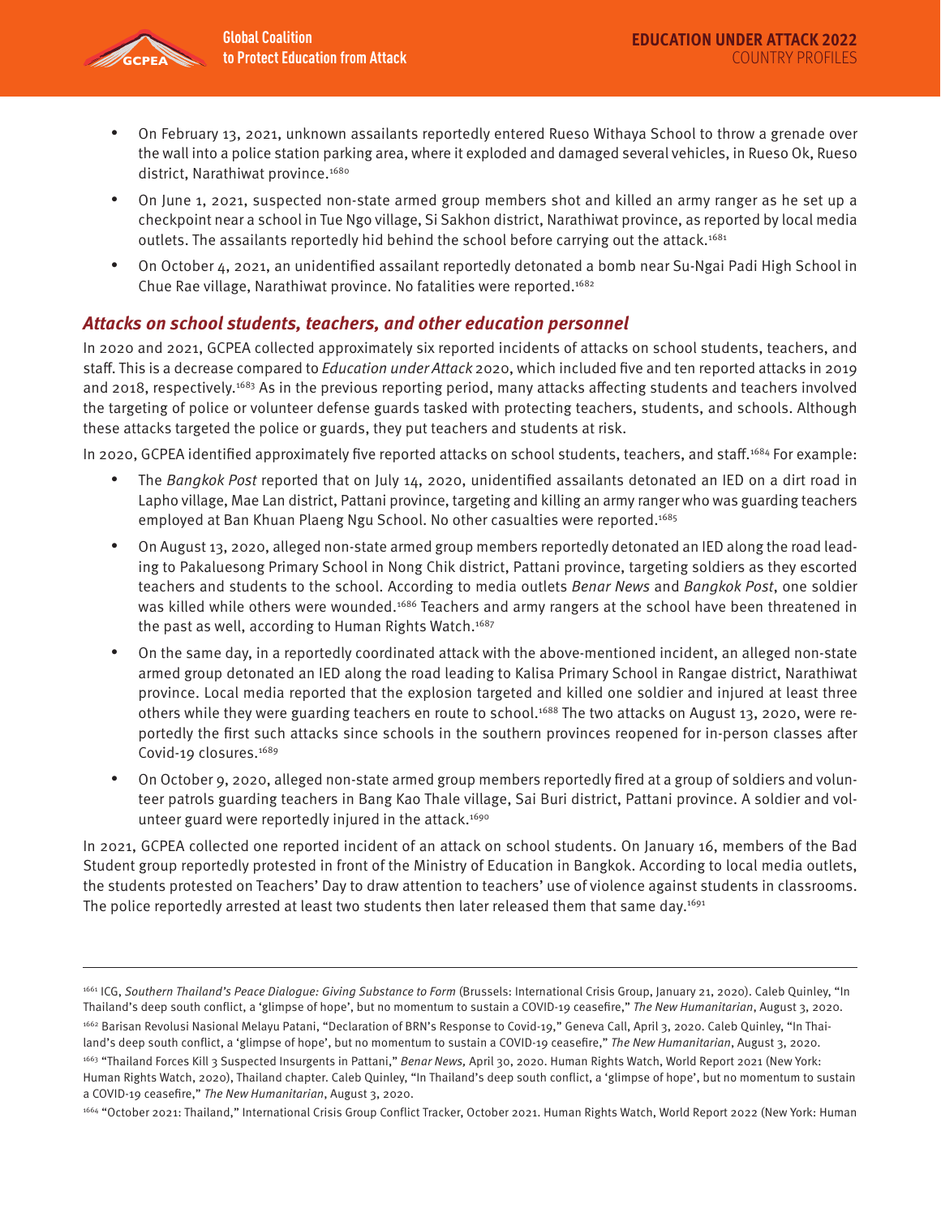- On February 13, 2021, unknown assailants reportedly entered Rueso Withaya School to throw a grenade over the wall into a police station parking area, where it exploded and damaged several vehicles, in Rueso Ok, Rueso district, Narathiwat province.[1680]
- On June 1, 2021, suspected non-state armed group members shot and killed an army ranger as he set up a checkpoint near a school in Tue Ngo village, Si Sakhon district, Narathiwat province, as reported by local media outlets. The assailants reportedly hid behind the school before carrying out the attack.[1681]
- On October 4, 2021, an unidentified assailant reportedly detonated a bomb near Su-Ngai Padi High School in Chue Rae village, Narathiwat province. No fatalities were reported.[1682]

### *Attacks on school students, teachers, and other education personnel*

In 2020 and 2021, GCPEA collected approximately six reported incidents of attacks on school students, teachers, and staff. This is a decrease compared to *Education under Attack* 2020, which included five and ten reported attacks in 2019 and 2018, respectively.[1683] As in the previous reporting period, many attacks affecting students and teachers involved the targeting of police or volunteer defense guards tasked with protecting teachers, students, and schools. Although these attacks targeted the police or guards, they put teachers and students at risk.

In 2020, GCPEA identified approximately five reported attacks on school students, teachers, and staff.[1684] For example:

- The *Bangkok Post* reported that on July 14, 2020, unidentified assailants detonated an IED on a dirt road in Lapho village, Mae Lan district, Pattani province, targeting and killing an army ranger who was guarding teachers employed at Ban Khuan Plaeng Ngu School. No other casualties were reported.[1685]
- On August 13, 2020, alleged non-state armed group members reportedly detonated an IED along the road leading to Pakaluesong Primary School in Nong Chik district, Pattani province, targeting soldiers as they escorted teachers and students to the school. According to media outlets *Benar News* and *Bangkok Post*, one soldier was killed while others were wounded.[1686] Teachers and army rangers at the school have been threatened in the past as well, according to Human Rights Watch.[1687]
- On the same day, in a reportedly coordinated attack with the above-mentioned incident, an alleged non-state armed group detonated an IED along the road leading to Kalisa Primary School in Rangae district, Narathiwat province. Local media reported that the explosion targeted and killed one soldier and injured at least three others while they were guarding teachers en route to school.[1688] The two attacks on August 13, 2020, were reportedly the first such attacks since schools in the southern provinces reopened for in-person classes after Covid-19 closures.[1689]
- On October 9, 2020, alleged non-state armed group members reportedly fired at a group of soldiers and volunteer patrols guarding teachers in Bang Kao Thale village, Sai Buri district, Pattani province. A soldier and volunteer guard were reportedly injured in the attack.[1690]

In 2021, GCPEA collected one reported incident of an attack on school students. On January 16, members of the Bad Student group reportedly protested in front of the Ministry of Education in Bangkok. According to local media outlets, the students protested on Teachers' Day to draw attention to teachers' use of violence against students in classrooms. The police reportedly arrested at least two students then later released them that same day.[1691]

---

[1661] ICG, *Southern Thailand's Peace Dialogue: Giving Substance to Form* (Brussels: International Crisis Group, January 21, 2020). Caleb Quinley, "In Thailand's deep south conflict, a 'glimpse of hope', but no momentum to sustain a COVID-19 ceasefire," *The New Humanitarian*, August 3, 2020.

[1662] Barisan Revolusi Nasional Melayu Patani, "Declaration of BRN's Response to Covid-19," Geneva Call, April 3, 2020. Caleb Quinley, "In Thailand's deep south conflict, a 'glimpse of hope', but no momentum to sustain a COVID-19 ceasefire," *The New Humanitarian*, August 3, 2020.

[1663] "Thailand Forces Kill 3 Suspected Insurgents in Pattani," *Benar News*, April 30, 2020. Human Rights Watch, World Report 2021 (New York: Human Rights Watch, 2020), Thailand chapter. Caleb Quinley, "In Thailand's deep south conflict, a 'glimpse of hope', but no momentum to sustain a COVID-19 ceasefire," *The New Humanitarian*, August 3, 2020.

[1664] "October 2021: Thailand," International Crisis Group Conflict Tracker, October 2021. Human Rights Watch, World Report 2022 (New York: Human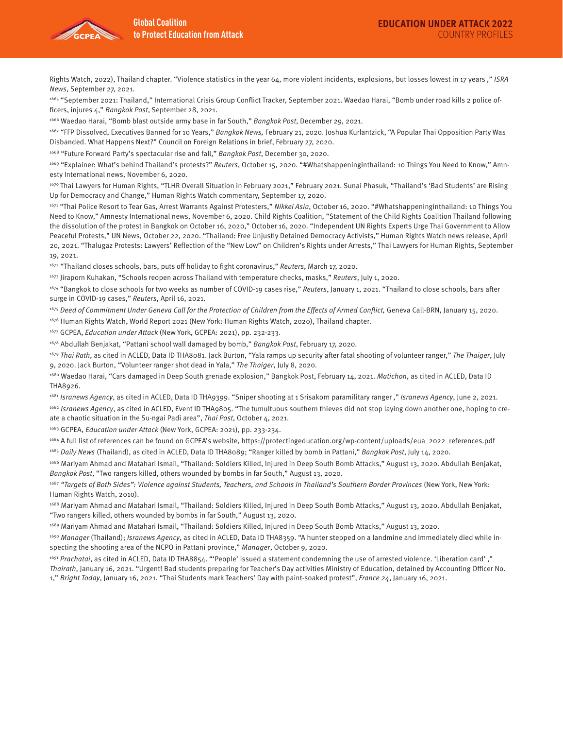Rights Watch, 2022), Thailand chapter. "Violence statistics in the year 64, more violent incidents, explosions, but losses lowest in 17 years ," *ISRA News*, September 27, 2021.

[1665] "September 2021: Thailand," International Crisis Group Conflict Tracker, September 2021. Waedao Harai, "Bomb under road kills 2 police officers, injures 4," *Bangkok Post*, September 28, 2021.

[1666] Waedao Harai, "Bomb blast outside army base in far South," *Bangkok Post*, December 29, 2021.

[1667] "FFP Dissolved, Executives Banned for 10 Years," *Bangkok News,* February 21, 2020. Joshua Kurlantzick, "A Popular Thai Opposition Party Was Disbanded. What Happens Next?" Council on Foreign Relations in brief, February 27, 2020.

[1668] "Future Forward Party's spectacular rise and fall," *Bangkok Post*, December 30, 2020.

[1669] "Explainer: What's behind Thailand's protests?" *Reuters*, October 15, 2020. "#Whatshappeninginthailand: 10 Things You Need to Know," Amnesty International news, November 6, 2020.

[1670] Thai Lawyers for Human Rights, "TLHR Overall Situation in February 2021," February 2021. Sunai Phasuk, "Thailand's 'Bad Students' are Rising Up for Democracy and Change," Human Rights Watch commentary, September 17, 2020.

[1671] "Thai Police Resort to Tear Gas, Arrest Warrants Against Protesters," *Nikkei Asia*, October 16, 2020. "#Whatshappeninginthailand: 10 Things You Need to Know," Amnesty International news, November 6, 2020. Child Rights Coalition, "Statement of the Child Rights Coalition Thailand following the dissolution of the protest in Bangkok on October 16, 2020," October 16, 2020. "Independent UN Rights Experts Urge Thai Government to Allow Peaceful Protests," UN News, October 22, 2020. "Thailand: Free Unjustly Detained Democracy Activists," Human Rights Watch news release, April 20, 2021. "Thalugaz Protests: Lawyers' Reflection of the "New Low" on Children's Rights under Arrests," Thai Lawyers for Human Rights, September 19, 2021.

[1672] "Thailand closes schools, bars, puts off holiday to fight coronavirus," *Reuters*, March 17, 2020.

[1673] Jiraporn Kuhakan, "Schools reopen across Thailand with temperature checks, masks," *Reuters*, July 1, 2020.

[1674] "Bangkok to close schools for two weeks as number of COVID-19 cases rise," *Reuters*, January 1, 2021. "Thailand to close schools, bars after surge in COVID-19 cases," *Reuters*, April 16, 2021.

[1675] *Deed of Commitment Under Geneva Call for the Protection of Children from the Effects of Armed Conflict,* Geneva Call-BRN, January 15, 2020.

[1676] Human Rights Watch, World Report 2021 (New York: Human Rights Watch, 2020), Thailand chapter.

[1677] GCPEA, *Education under Attack* (New York, GCPEA: 2021), pp. 232-233.

[1678] Abdullah Benjakat, "Pattani school wall damaged by bomb," *Bangkok Post*, February 17, 2020.

[1679] *Thai Rath*, as cited in ACLED, Data ID THA8081. Jack Burton, "Yala ramps up security after fatal shooting of volunteer ranger," *The Thaiger*, July 9, 2020. Jack Burton, "Volunteer ranger shot dead in Yala," *The Thaiger*, July 8, 2020.

[1680] Waedao Harai, "Cars damaged in Deep South grenade explosion," Bangkok Post, February 14, 2021. *Matichon*, as cited in ACLED, Data ID THA8926.

[1681] *Isranews Agency*, as cited in ACLED, Data ID THA9399. "Sniper shooting at 1 Srisakorn paramilitary ranger ," *Isranews Agency*, June 2, 2021.

[1682] *Isranews Agency*, as cited in ACLED, Event ID THA9805. "The tumultuous southern thieves did not stop laying down another one, hoping to create a chaotic situation in the Su-ngai Padi area", *Thai Post*, October 4, 2021.

[1683] GCPEA, *Education under Attack* (New York, GCPEA: 2021), pp. 233-234.

[1684] A full list of references can be found on GCPEA's website, https://protectingeducation.org/wp-content/uploads/eua_2022_references.pdf

[1685] *Daily News* (Thailand), as cited in ACLED, Data ID THA8089; "Ranger killed by bomb in Pattani," *Bangkok Post*, July 14, 2020.

[1686] Mariyam Ahmad and Matahari Ismail, "Thailand: Soldiers Killed, Injured in Deep South Bomb Attacks," August 13, 2020. Abdullah Benjakat, *Bangkok Post*, "Two rangers killed, others wounded by bombs in far South," August 13, 2020.

[1687] *"Targets of Both Sides": Violence against Students, Teachers, and Schools in Thailand's Southern Border Provinces* (New York, New York: Human Rights Watch, 2010).

[1688] Mariyam Ahmad and Matahari Ismail, "Thailand: Soldiers Killed, Injured in Deep South Bomb Attacks," August 13, 2020. Abdullah Benjakat, "Two rangers killed, others wounded by bombs in far South," August 13, 2020.

[1689] Mariyam Ahmad and Matahari Ismail, "Thailand: Soldiers Killed, Injured in Deep South Bomb Attacks," August 13, 2020.

[1690] *Manager* (Thailand); *Isranews Agency*, as cited in ACLED, Data ID THA8359. "A hunter stepped on a landmine and immediately died while inspecting the shooting area of the NCPO in Pattani province," *Manager*, October 9, 2020.

[1691] *Prachatai*, as cited in ACLED, Data ID THA8854. "'People' issued a statement condemning the use of arrested violence. 'Liberation card' ," *Thairath*, January 16, 2021. "Urgent! Bad students preparing for Teacher's Day activities Ministry of Education, detained by Accounting Officer No. 1," *Bright Today*, January 16, 2021. "Thai Students mark Teachers' Day with paint-soaked protest", *France 24*, January 16, 2021.